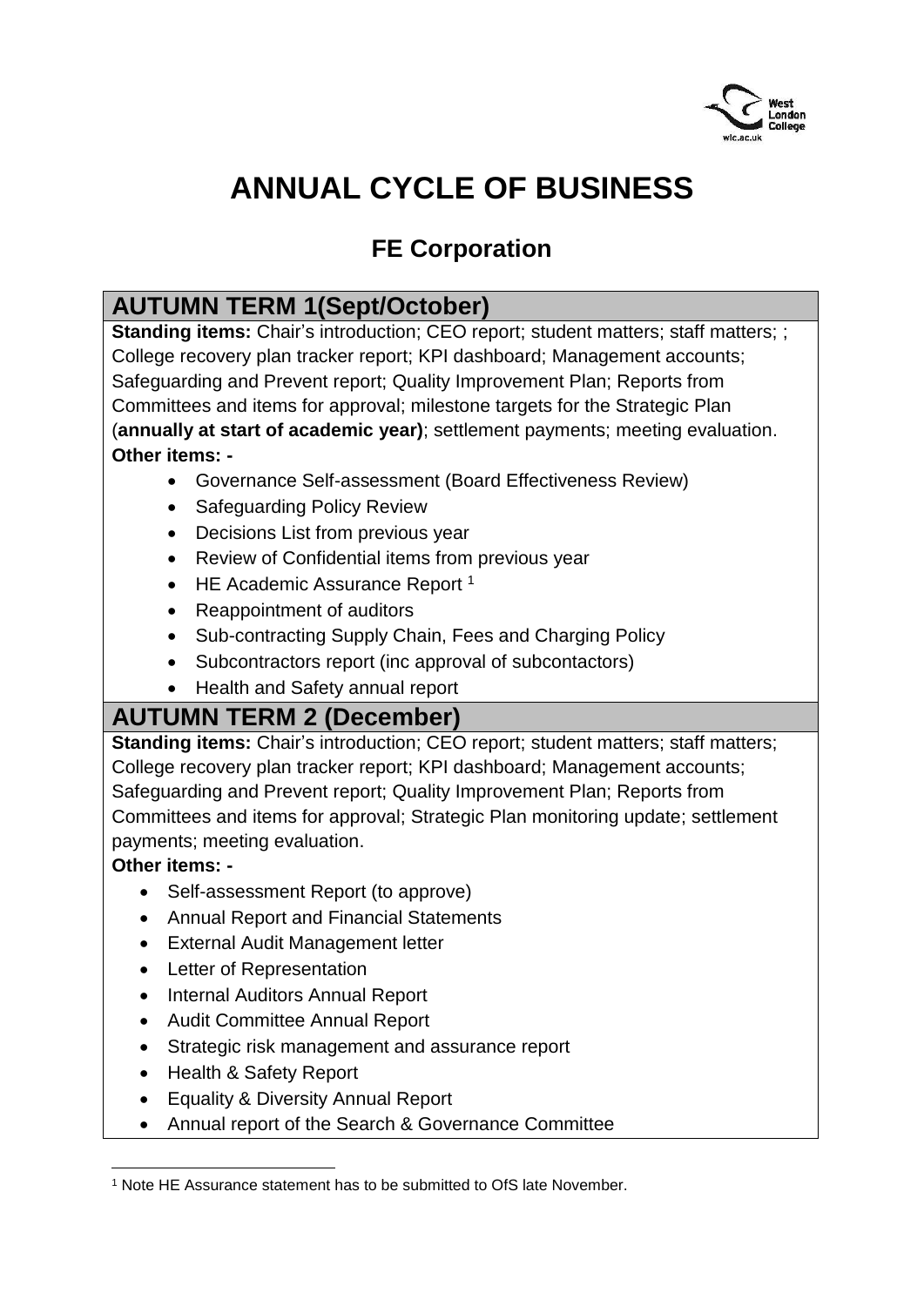# ANNUAL CYCLE OF BUSINESS

## FE Corporation

### AUTUMN TERM 1(Sept/October)

**Standing items:** Chair's introduction; CEO report; student matters; staff matters; ; College recovery plan tracker report; KPI dashboard; Management accounts; Safeguarding and Prevent report; Quality Improvement Plan; Reports from Committees and items for approval; milestone targets for the Strategic Plan (**annually at start of academic year)**; settlement payments; meeting evaluation.

**Other items: -**

- Governance Self-assessment (Board Effectiveness Review)
- Safeguarding Policy Review
- Decisions List from previous year
- Review of Confidential items from previous year
- HE Academic Assurance Report [1]
- Reappointment of auditors
- Sub-contracting Supply Chain, Fees and Charging Policy
- Subcontractors report (inc approval of subcontactors)
- Health and Safety annual report

### AUTUMN TERM 2 (December)

**Standing items:** Chair's introduction; CEO report; student matters; staff matters; College recovery plan tracker report; KPI dashboard; Management accounts; Safeguarding and Prevent report; Quality Improvement Plan; Reports from Committees and items for approval; Strategic Plan monitoring update; settlement payments; meeting evaluation.

**Other items: -**

- Self-assessment Report (to approve)
- Annual Report and Financial Statements
- External Audit Management letter
- Letter of Representation
- Internal Auditors Annual Report
- Audit Committee Annual Report
- Strategic risk management and assurance report
- Health & Safety Report
- Equality & Diversity Annual Report
- Annual report of the Search & Governance Committee

---

[1] Note HE Assurance statement has to be submitted to OfS late November.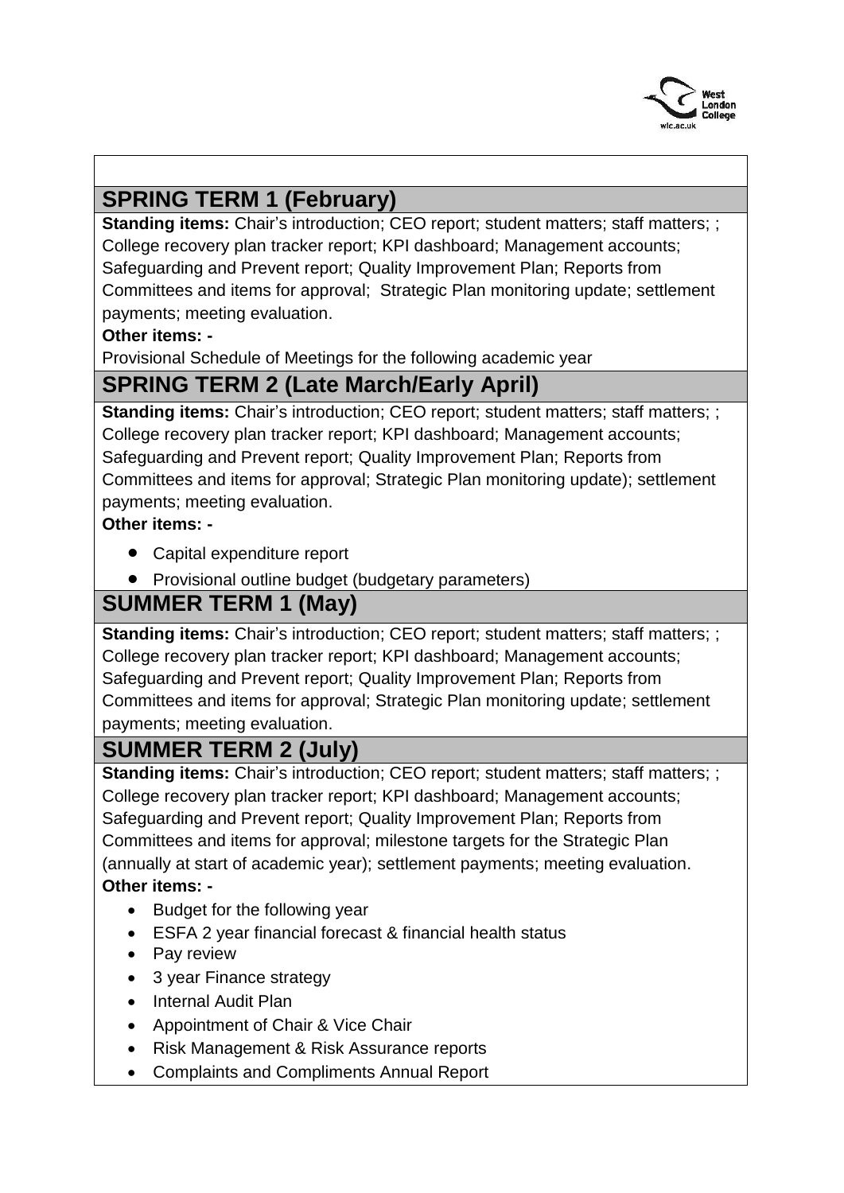## SPRING TERM 1 (February)

**Standing items:** Chair's introduction; CEO report; student matters; staff matters; ; College recovery plan tracker report; KPI dashboard; Management accounts; Safeguarding and Prevent report; Quality Improvement Plan; Reports from Committees and items for approval;  Strategic Plan monitoring update; settlement payments; meeting evaluation.

**Other items: -**

Provisional Schedule of Meetings for the following academic year

## SPRING TERM 2 (Late March/Early April)

**Standing items:** Chair's introduction; CEO report; student matters; staff matters; ; College recovery plan tracker report; KPI dashboard; Management accounts; Safeguarding and Prevent report; Quality Improvement Plan; Reports from Committees and items for approval; Strategic Plan monitoring update); settlement payments; meeting evaluation.

**Other items: -**

- Capital expenditure report
- Provisional outline budget (budgetary parameters)

## SUMMER TERM 1 (May)

**Standing items:** Chair's introduction; CEO report; student matters; staff matters; ; College recovery plan tracker report; KPI dashboard; Management accounts; Safeguarding and Prevent report; Quality Improvement Plan; Reports from Committees and items for approval; Strategic Plan monitoring update; settlement payments; meeting evaluation.

## SUMMER TERM 2 (July)

**Standing items:** Chair's introduction; CEO report; student matters; staff matters; ; College recovery plan tracker report; KPI dashboard; Management accounts; Safeguarding and Prevent report; Quality Improvement Plan; Reports from Committees and items for approval; milestone targets for the Strategic Plan (annually at start of academic year); settlement payments; meeting evaluation.

**Other items: -**

- Budget for the following year
- ESFA 2 year financial forecast & financial health status
- Pay review
- 3 year Finance strategy
- Internal Audit Plan
- Appointment of Chair & Vice Chair
- Risk Management & Risk Assurance reports
- Complaints and Compliments Annual Report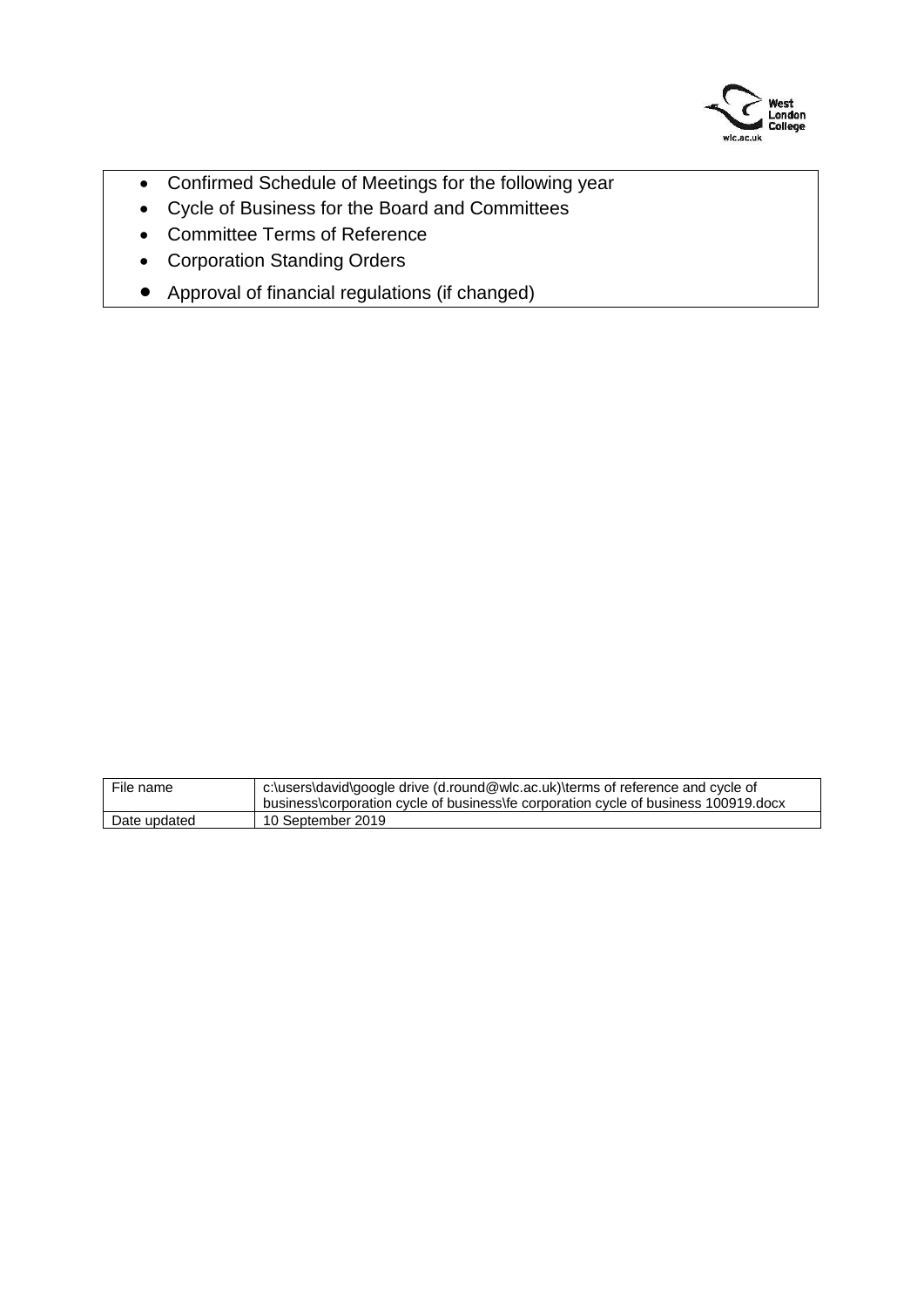- Confirmed Schedule of Meetings for the following year
- Cycle of Business for the Board and Committees
- Committee Terms of Reference
- Corporation Standing Orders
- Approval of financial regulations (if changed)

| | |
|---|---|
| File name | c:\users\david\google drive (d.round@wlc.ac.uk)\terms of reference and cycle of business\corporation cycle of business\fe corporation cycle of business 100919.docx |
| Date updated | 10 September 2019 |